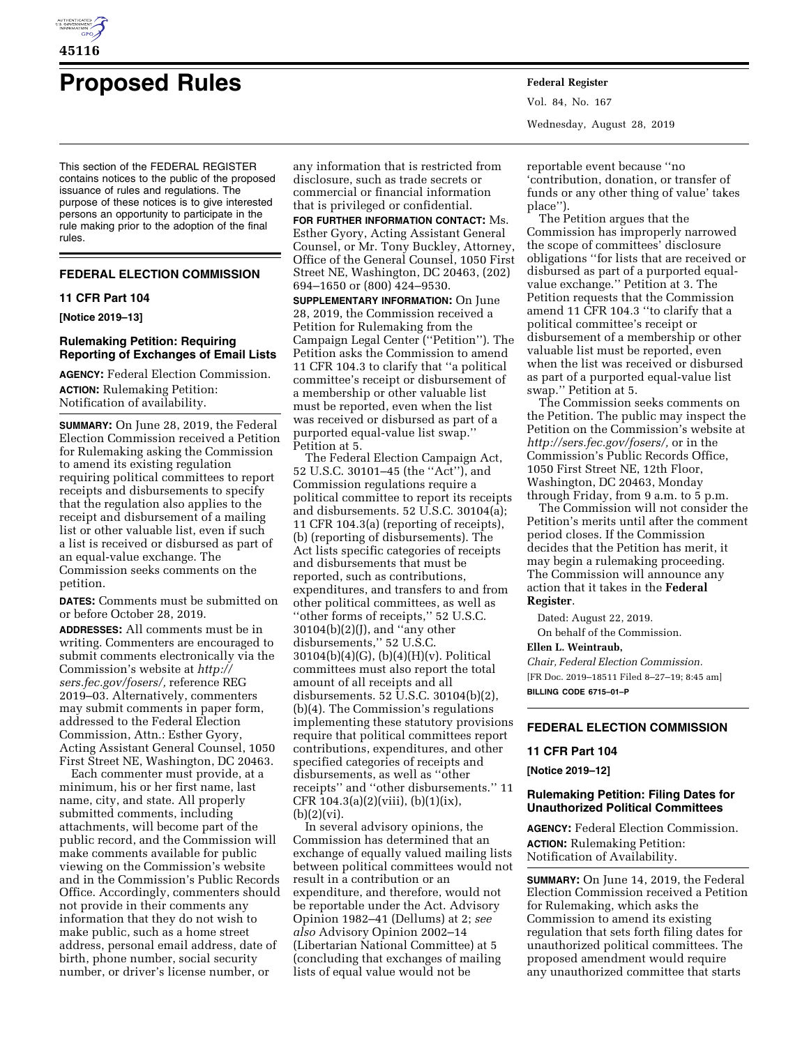# Proposed Rules

This section of the FEDERAL REGISTER contains notices to the public of the proposed issuance of rules and regulations. The purpose of these notices is to give interested persons an opportunity to participate in the rule making prior to the adoption of the final rules.

## FEDERAL ELECTION COMMISSION

### 11 CFR Part 104

**[Notice 2019–13]**

### Rulemaking Petition: Requiring Reporting of Exchanges of Email Lists

**AGENCY:** Federal Election Commission.

**ACTION:** Rulemaking Petition: Notification of availability.

**SUMMARY:** On June 28, 2019, the Federal Election Commission received a Petition for Rulemaking asking the Commission to amend its existing regulation requiring political committees to report receipts and disbursements to specify that the regulation also applies to the receipt and disbursement of a mailing list or other valuable list, even if such a list is received or disbursed as part of an equal-value exchange. The Commission seeks comments on the petition.

**DATES:** Comments must be submitted on or before October 28, 2019.

**ADDRESSES:** All comments must be in writing. Commenters are encouraged to submit comments electronically via the Commission's website at *http://sers.fec.gov/fosers/,* reference REG 2019–03. Alternatively, commenters may submit comments in paper form, addressed to the Federal Election Commission, Attn.: Esther Gyory, Acting Assistant General Counsel, 1050 First Street NE, Washington, DC 20463.

Each commenter must provide, at a minimum, his or her first name, last name, city, and state. All properly submitted comments, including attachments, will become part of the public record, and the Commission will make comments available for public viewing on the Commission's website and in the Commission's Public Records Office. Accordingly, commenters should not provide in their comments any information that they do not wish to make public, such as a home street address, personal email address, date of birth, phone number, social security number, or driver's license number, or any information that is restricted from disclosure, such as trade secrets or commercial or financial information that is privileged or confidential.

**FOR FURTHER INFORMATION CONTACT:** Ms. Esther Gyory, Acting Assistant General Counsel, or Mr. Tony Buckley, Attorney, Office of the General Counsel, 1050 First Street NE, Washington, DC 20463, (202) 694–1650 or (800) 424–9530.

**SUPPLEMENTARY INFORMATION:** On June 28, 2019, the Commission received a Petition for Rulemaking from the Campaign Legal Center (''Petition''). The Petition asks the Commission to amend 11 CFR 104.3 to clarify that ''a political committee's receipt or disbursement of a membership or other valuable list must be reported, even when the list was received or disbursed as part of a purported equal-value list swap.'' Petition at 5.

The Federal Election Campaign Act, 52 U.S.C. 30101–45 (the ''Act''), and Commission regulations require a political committee to report its receipts and disbursements. 52 U.S.C. 30104(a); 11 CFR 104.3(a) (reporting of receipts), (b) (reporting of disbursements). The Act lists specific categories of receipts and disbursements that must be reported, such as contributions, expenditures, and transfers to and from other political committees, as well as ''other forms of receipts,'' 52 U.S.C. 30104(b)(2)(J), and ''any other disbursements,'' 52 U.S.C. 30104(b)(4)(G), (b)(4)(H)(v). Political committees must also report the total amount of all receipts and all disbursements. 52 U.S.C. 30104(b)(2), (b)(4). The Commission's regulations implementing these statutory provisions require that political committees report contributions, expenditures, and other specified categories of receipts and disbursements, as well as ''other receipts'' and ''other disbursements.'' 11 CFR 104.3(a)(2)(viii), (b)(1)(ix), (b)(2)(vi).

In several advisory opinions, the Commission has determined that an exchange of equally valued mailing lists between political committees would not result in a contribution or an expenditure, and therefore, would not be reportable under the Act. Advisory Opinion 1982–41 (Dellums) at 2; *see also* Advisory Opinion 2002–14 (Libertarian National Committee) at 5 (concluding that exchanges of mailing lists of equal value would not be reportable event because ''no 'contribution, donation, or transfer of funds or any other thing of value' takes place'').

The Petition argues that the Commission has improperly narrowed the scope of committees' disclosure obligations ''for lists that are received or disbursed as part of a purported equal-value exchange.'' Petition at 3. The Petition requests that the Commission amend 11 CFR 104.3 ''to clarify that a political committee's receipt or disbursement of a membership or other valuable list must be reported, even when the list was received or disbursed as part of a purported equal-value list swap.'' Petition at 5.

The Commission seeks comments on the Petition. The public may inspect the Petition on the Commission's website at *http://sers.fec.gov/fosers/,* or in the Commission's Public Records Office, 1050 First Street NE, 12th Floor, Washington, DC 20463, Monday through Friday, from 9 a.m. to 5 p.m.

The Commission will not consider the Petition's merits until after the comment period closes. If the Commission decides that the Petition has merit, it may begin a rulemaking proceeding. The Commission will announce any action that it takes in the **Federal Register**.

Dated: August 22, 2019.

On behalf of the Commission.

**Ellen L. Weintraub,**

*Chair, Federal Election Commission.*

[FR Doc. 2019–18511 Filed 8–27–19; 8:45 am]

**BILLING CODE 6715–01–P**

## FEDERAL ELECTION COMMISSION

### 11 CFR Part 104

**[Notice 2019–12]**

### Rulemaking Petition: Filing Dates for Unauthorized Political Committees

**AGENCY:** Federal Election Commission.

**ACTION:** Rulemaking Petition: Notification of Availability.

**SUMMARY:** On June 14, 2019, the Federal Election Commission received a Petition for Rulemaking, which asks the Commission to amend its existing regulation that sets forth filing dates for unauthorized political committees. The proposed amendment would require any unauthorized committee that starts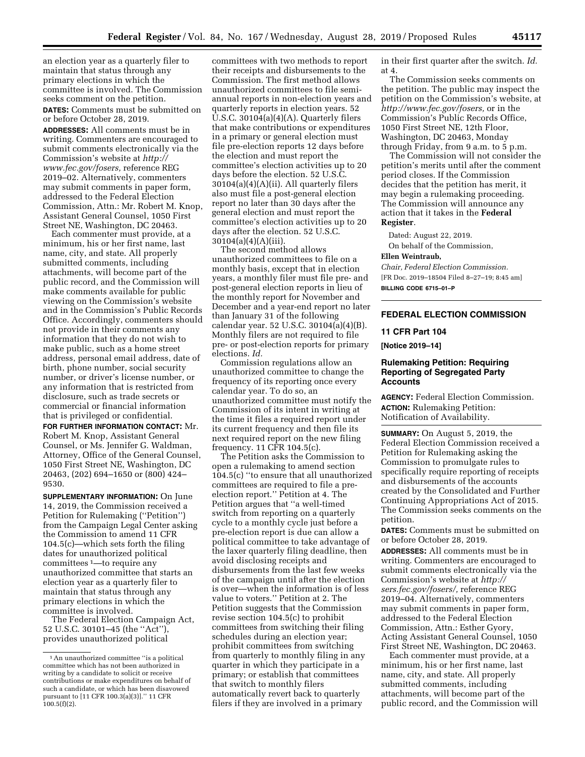an election year as a quarterly filer to maintain that status through any primary elections in which the committee is involved. The Commission seeks comment on the petition.

**DATES:** Comments must be submitted on or before October 28, 2019.

**ADDRESSES:** All comments must be in writing. Commenters are encouraged to submit comments electronically via the Commission's website at *http://www.fec.gov/fosers,* reference REG 2019–02. Alternatively, commenters may submit comments in paper form, addressed to the Federal Election Commission, Attn.: Mr. Robert M. Knop, Assistant General Counsel, 1050 First Street NE, Washington, DC 20463.

Each commenter must provide, at a minimum, his or her first name, last name, city, and state. All properly submitted comments, including attachments, will become part of the public record, and the Commission will make comments available for public viewing on the Commission's website and in the Commission's Public Records Office. Accordingly, commenters should not provide in their comments any information that they do not wish to make public, such as a home street address, personal email address, date of birth, phone number, social security number, or driver's license number, or any information that is restricted from disclosure, such as trade secrets or commercial or financial information that is privileged or confidential.

**FOR FURTHER INFORMATION CONTACT:** Mr. Robert M. Knop, Assistant General Counsel, or Ms. Jennifer G. Waldman, Attorney, Office of the General Counsel, 1050 First Street NE, Washington, DC 20463, (202) 694–1650 or (800) 424–9530.

**SUPPLEMENTARY INFORMATION:** On June 14, 2019, the Commission received a Petition for Rulemaking (''Petition'') from the Campaign Legal Center asking the Commission to amend 11 CFR 104.5(c)—which sets forth the filing dates for unauthorized political committees [1]—to require any unauthorized committee that starts an election year as a quarterly filer to maintain that status through any primary elections in which the committee is involved.

The Federal Election Campaign Act, 52 U.S.C. 30101–45 (the ''Act''), provides unauthorized political committees with two methods to report their receipts and disbursements to the Commission. The first method allows unauthorized committees to file semi-annual reports in non-election years and quarterly reports in election years. 52 U.S.C. 30104(a)(4)(A). Quarterly filers that make contributions or expenditures in a primary or general election must file pre-election reports 12 days before the election and must report the committee's election activities up to 20 days before the election. 52 U.S.C. 30104(a)(4)(A)(ii). All quarterly filers also must file a post-general election report no later than 30 days after the general election and must report the committee's election activities up to 20 days after the election. 52 U.S.C. 30104(a)(4)(A)(iii).

The second method allows unauthorized committees to file on a monthly basis, except that in election years, a monthly filer must file pre- and post-general election reports in lieu of the monthly report for November and December and a year-end report no later than January 31 of the following calendar year. 52 U.S.C. 30104(a)(4)(B). Monthly filers are not required to file pre- or post-election reports for primary elections. *Id.*

Commission regulations allow an unauthorized committee to change the frequency of its reporting once every calendar year. To do so, an unauthorized committee must notify the Commission of its intent in writing at the time it files a required report under its current frequency and then file its next required report on the new filing frequency. 11 CFR 104.5(c).

The Petition asks the Commission to open a rulemaking to amend section 104.5(c) ''to ensure that all unauthorized committees are required to file a pre-election report.'' Petition at 4. The Petition argues that ''a well-timed switch from reporting on a quarterly cycle to a monthly cycle just before a pre-election report is due can allow a political committee to take advantage of the laxer quarterly filing deadline, then avoid disclosing receipts and disbursements from the last few weeks of the campaign until after the election is over—when the information is of less value to voters.'' Petition at 2. The Petition suggests that the Commission revise section 104.5(c) to prohibit committees from switching their filing schedules during an election year; prohibit committees from switching from quarterly to monthly filing in any quarter in which they participate in a primary; or establish that committees that switch to monthly filers automatically revert back to quarterly filers if they are involved in a primary in their first quarter after the switch. *Id.* at 4.

The Commission seeks comments on the petition. The public may inspect the petition on the Commission's website, at *http://www.fec.gov/fosers,* or in the Commission's Public Records Office, 1050 First Street NE, 12th Floor, Washington, DC 20463, Monday through Friday, from 9 a.m. to 5 p.m.

The Commission will not consider the petition's merits until after the comment period closes. If the Commission decides that the petition has merit, it may begin a rulemaking proceeding. The Commission will announce any action that it takes in the **Federal Register**.

Dated: August 22, 2019.

On behalf of the Commission,

**Ellen Weintraub,**

*Chair, Federal Election Commission.*

[FR Doc. 2019–18504 Filed 8–27–19; 8:45 am]

**BILLING CODE 6715–01–P**

[1] An unauthorized committee ''is a political committee which has not been authorized in writing by a candidate to solicit or receive contributions or make expenditures on behalf of such a candidate, or which has been disavowed pursuant to [11 CFR 100.3(a)(3)].'' 11 CFR 100.5(f)(2).

---

## FEDERAL ELECTION COMMISSION

### 11 CFR Part 104

**[Notice 2019–14]**

### Rulemaking Petition: Requiring Reporting of Segregated Party Accounts

**AGENCY:** Federal Election Commission.

**ACTION:** Rulemaking Petition: Notification of Availability.

**SUMMARY:** On August 5, 2019, the Federal Election Commission received a Petition for Rulemaking asking the Commission to promulgate rules to specifically require reporting of receipts and disbursements of the accounts created by the Consolidated and Further Continuing Appropriations Act of 2015. The Commission seeks comments on the petition.

**DATES:** Comments must be submitted on or before October 28, 2019.

**ADDRESSES:** All comments must be in writing. Commenters are encouraged to submit comments electronically via the Commission's website at *http://sers.fec.gov/fosers/,* reference REG 2019–04. Alternatively, commenters may submit comments in paper form, addressed to the Federal Election Commission, Attn.: Esther Gyory, Acting Assistant General Counsel, 1050 First Street NE, Washington, DC 20463.

Each commenter must provide, at a minimum, his or her first name, last name, city, and state. All properly submitted comments, including attachments, will become part of the public record, and the Commission will